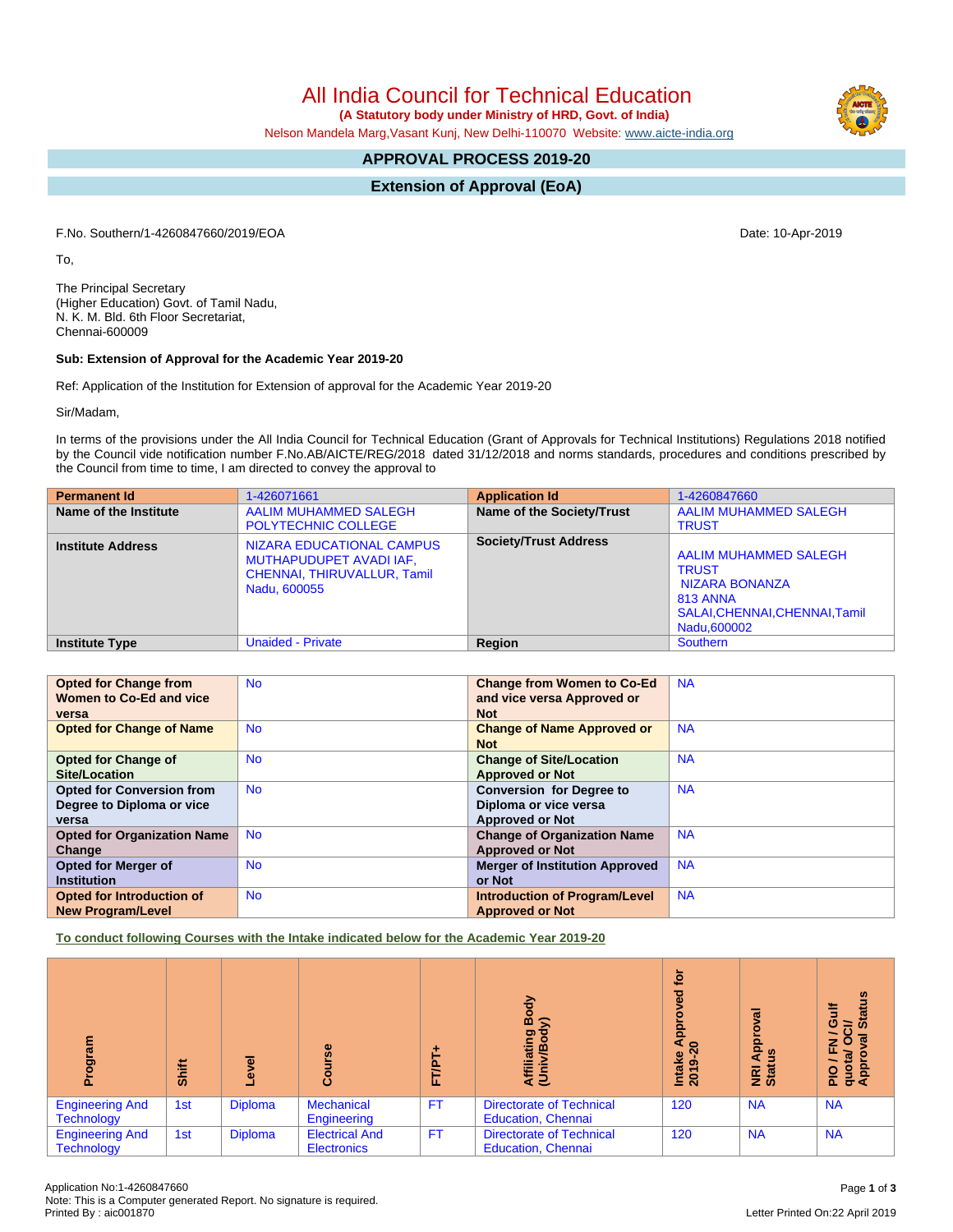# All India Council for Technical Education

**(A Statutory body under Ministry of HRD, Govt. of India)**

Nelson Mandela Marg,Vasant Kunj, New Delhi-110070 Website: www.aicte-india.org

## APPROVAL PROCESS 2019-20

## Extension of Approval (EoA)

F.No. Southern/1-4260847660/2019/EOA

Date: 10-Apr-2019

To,

The Principal Secretary
(Higher Education) Govt. of Tamil Nadu,
N. K. M. Bld. 6th Floor Secretariat,
Chennai-600009

**Sub: Extension of Approval for the Academic Year 2019-20**

Ref: Application of the Institution for Extension of approval for the Academic Year 2019-20

Sir/Madam,

In terms of the provisions under the All India Council for Technical Education (Grant of Approvals for Technical Institutions) Regulations 2018 notified by the Council vide notification number F.No.AB/AICTE/REG/2018 dated 31/12/2018 and norms standards, procedures and conditions prescribed by the Council from time to time, I am directed to convey the approval to

| Permanent Id | 1-426071661 | Application Id | 1-4260847660 |
|---|---|---|---|
| Name of the Institute | AALIM MUHAMMED SALEGH POLYTECHNIC COLLEGE | Name of the Society/Trust | AALIM MUHAMMED SALEGH TRUST |
| Institute Address | NIZARA EDUCATIONAL CAMPUS MUTHAPUDUPET AVADI IAF, CHENNAI, THIRUVALLUR, Tamil Nadu, 600055 | Society/Trust Address | AALIM MUHAMMED SALEGH TRUST NIZARA BONANZA 813 ANNA SALAI,CHENNAI,CHENNAI,Tamil Nadu,600002 |
| Institute Type | Unaided - Private | Region | Southern |

| Opted for Change from Women to Co-Ed and vice versa | No | Change from Women to Co-Ed and vice versa Approved or Not | NA |
|---|---|---|---|
| Opted for Change of Name | No | Change of Name Approved or Not | NA |
| Opted for Change of Site/Location | No | Change of Site/Location Approved or Not | NA |
| Opted for Conversion from Degree to Diploma or vice versa | No | Conversion for Degree to Diploma or vice versa Approved or Not | NA |
| Opted for Organization Name Change | No | Change of Organization Name Approved or Not | NA |
| Opted for Merger of Institution | No | Merger of Institution Approved or Not | NA |
| Opted for Introduction of New Program/Level | No | Introduction of Program/Level Approved or Not | NA |

**To conduct following Courses with the Intake indicated below for the Academic Year 2019-20**

| Program | Shift | Level | Course | FT/PT+ | Affiliating Body (Univ/Body) | Intake Approved for 2019-20 | NRI Approval Status | PIO / FN / Gulf quota/ OCI/ Approval Status |
|---|---|---|---|---|---|---|---|---|
| Engineering And Technology | 1st | Diploma | Mechanical Engineering | FT | Directorate of Technical Education, Chennai | 120 | NA | NA |
| Engineering And Technology | 1st | Diploma | Electrical And Electronics | FT | Directorate of Technical Education, Chennai | 120 | NA | NA |

Application No:1-4260847660
Note: This is a Computer generated Report. No signature is required.
Printed By : aic001870

Letter Printed On:22 April 2019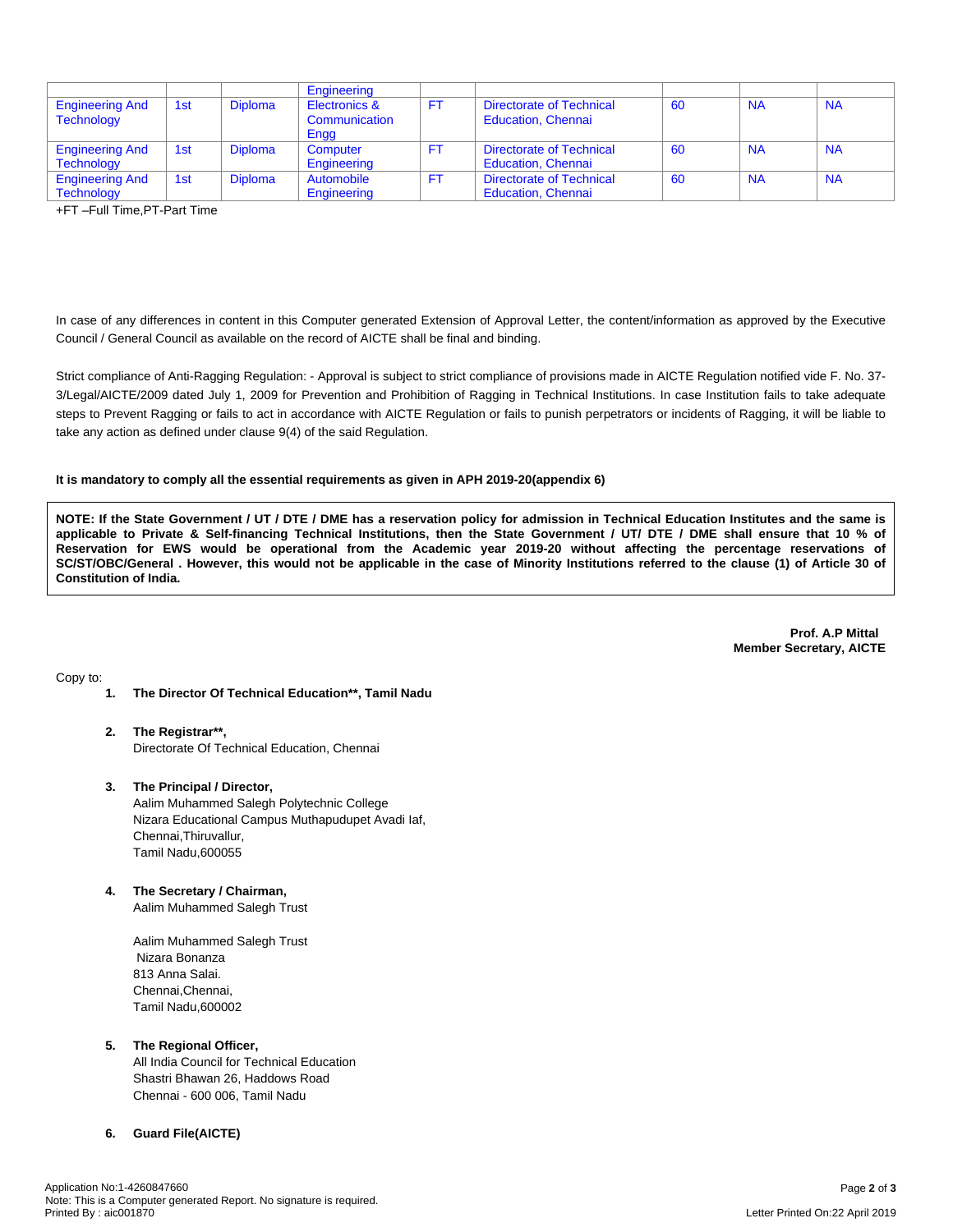| | | | Engineering | | | | | |
|---|---|---|---|---|---|---|---|---|
| Engineering And Technology | 1st | Diploma | Electronics & Communication Engg | FT | Directorate of Technical Education, Chennai | 60 | NA | NA |
| Engineering And Technology | 1st | Diploma | Computer Engineering | FT | Directorate of Technical Education, Chennai | 60 | NA | NA |
| Engineering And Technology | 1st | Diploma | Automobile Engineering | FT | Directorate of Technical Education, Chennai | 60 | NA | NA |

+FT –Full Time,PT-Part Time

In case of any differences in content in this Computer generated Extension of Approval Letter, the content/information as approved by the Executive Council / General Council as available on the record of AICTE shall be final and binding.

Strict compliance of Anti-Ragging Regulation: - Approval is subject to strict compliance of provisions made in AICTE Regulation notified vide F. No. 37-3/Legal/AICTE/2009 dated July 1, 2009 for Prevention and Prohibition of Ragging in Technical Institutions. In case Institution fails to take adequate steps to Prevent Ragging or fails to act in accordance with AICTE Regulation or fails to punish perpetrators or incidents of Ragging, it will be liable to take any action as defined under clause 9(4) of the said Regulation.

**It is mandatory to comply all the essential requirements as given in APH 2019-20(appendix 6)**

**NOTE: If the State Government / UT / DTE / DME has a reservation policy for admission in Technical Education Institutes and the same is applicable to Private & Self-financing Technical Institutions, then the State Government / UT/ DTE / DME shall ensure that 10 % of Reservation for EWS would be operational from the Academic year 2019-20 without affecting the percentage reservations of SC/ST/OBC/General . However, this would not be applicable in the case of Minority Institutions referred to the clause (1) of Article 30 of Constitution of India.**

**Prof. A.P Mittal**
**Member Secretary, AICTE**

Copy to:

1. **The Director Of Technical Education\*\*, Tamil Nadu**

2. **The Registrar\*\*,**
   Directorate Of Technical Education, Chennai

3. **The Principal / Director,**
   Aalim Muhammed Salegh Polytechnic College
   Nizara Educational Campus Muthapudupet Avadi Iaf,
   Chennai,Thiruvallur,
   Tamil Nadu,600055

4. **The Secretary / Chairman,**
   Aalim Muhammed Salegh Trust

   Aalim Muhammed Salegh Trust
   Nizara Bonanza
   813 Anna Salai.
   Chennai,Chennai,
   Tamil Nadu,600002

5. **The Regional Officer,**
   All India Council for Technical Education
   Shastri Bhawan 26, Haddows Road
   Chennai - 600 006, Tamil Nadu

6. **Guard File(AICTE)**

Application No:1-4260847660
Note: This is a Computer generated Report. No signature is required.
Printed By : aic001870

Letter Printed On:22 April 2019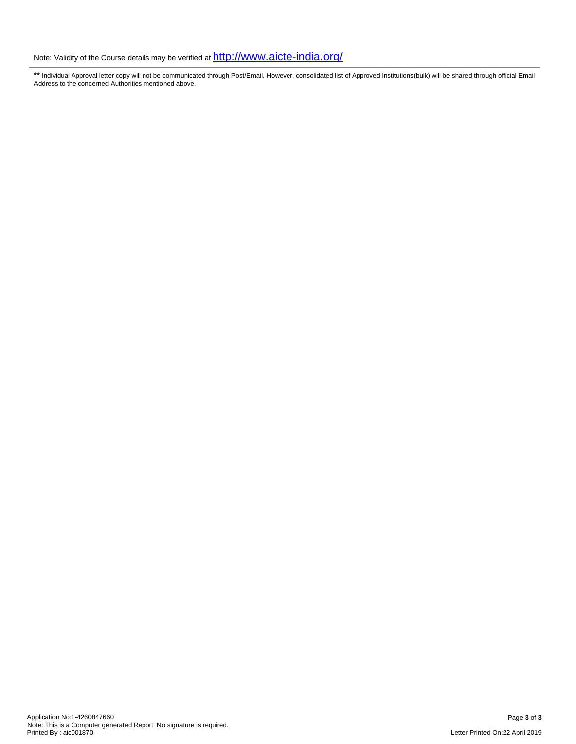Note: Validity of the Course details may be verified at http://www.aicte-india.org/

---

**\*\*** Individual Approval letter copy will not be communicated through Post/Email. However, consolidated list of Approved Institutions(bulk) will be shared through official Email Address to the concerned Authorities mentioned above.

Application No:1-4260847660
Note: This is a Computer generated Report. No signature is required.
Printed By : aic001870

Letter Printed On:22 April 2019